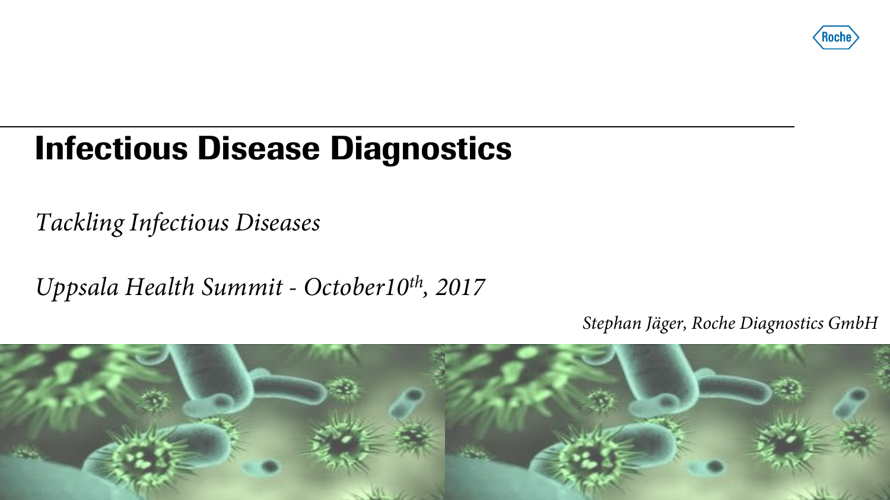Roche

# Infectious Disease Diagnostics

*Tackling Infectious Diseases*

*Uppsala Health Summit - October10th, 2017*

*Stephan Jäger, Roche Diagnostics GmbH*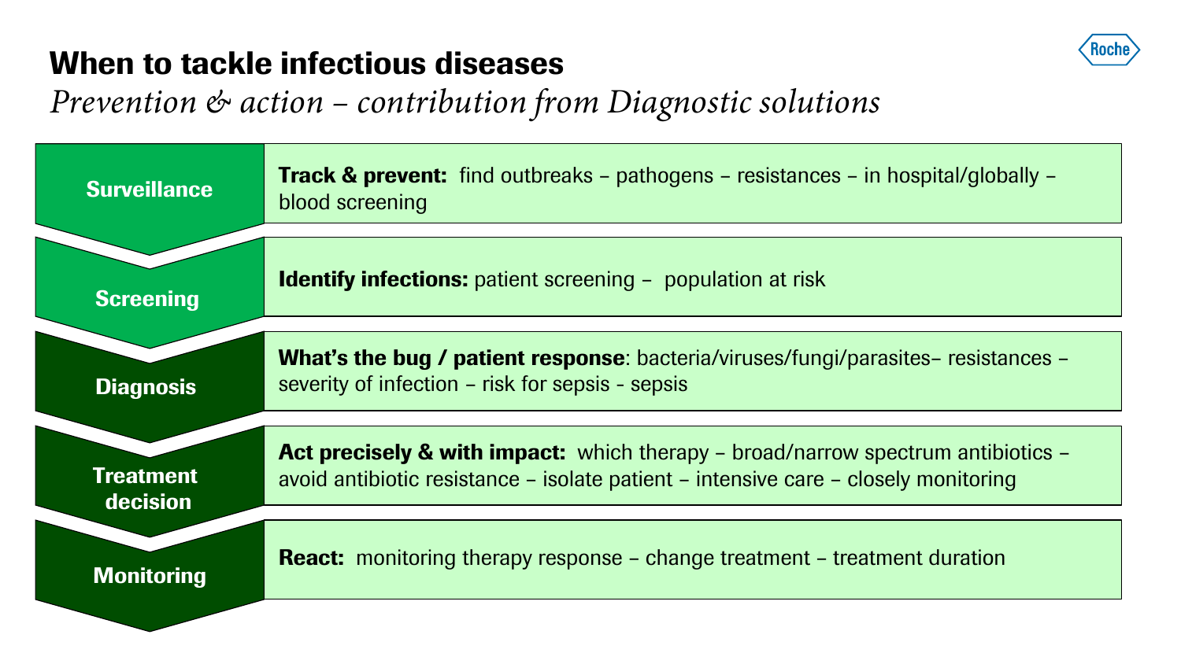# When to tackle infectious diseases

*Prevention & action – contribution from Diagnostic solutions*

| Stage | Description |
| --- | --- |
| Surveillance | **Track & prevent:** find outbreaks – pathogens – resistances – in hospital/globally – blood screening |
| Screening | **Identify infections:** patient screening – population at risk |
| Diagnosis | **What's the bug / patient response**: bacteria/viruses/fungi/parasites– resistances – severity of infection – risk for sepsis - sepsis |
| Treatment decision | **Act precisely & with impact:** which therapy – broad/narrow spectrum antibiotics – avoid antibiotic resistance – isolate patient – intensive care – closely monitoring |
| Monitoring | **React:** monitoring therapy response – change treatment – treatment duration |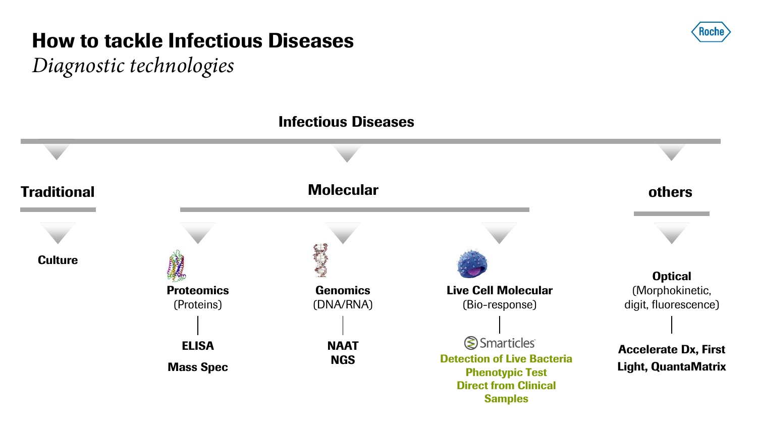# How to tackle Infectious Diseases

*Diagnostic technologies*

## Infectious Diseases

### Traditional

**Culture**

### Molecular

**Proteomics**
(Proteins)

**ELISA**

**Mass Spec**

**Genomics**
(DNA/RNA)

**NAAT**
**NGS**

**Live Cell Molecular**
(Bio-response)

Smarticles

**Detection of Live Bacteria**
**Phenotypic Test**
**Direct from Clinical Samples**

### others

**Optical**
(Morphokinetic, digit, fluorescence)

**Accelerate Dx, First Light, QuantaMatrix**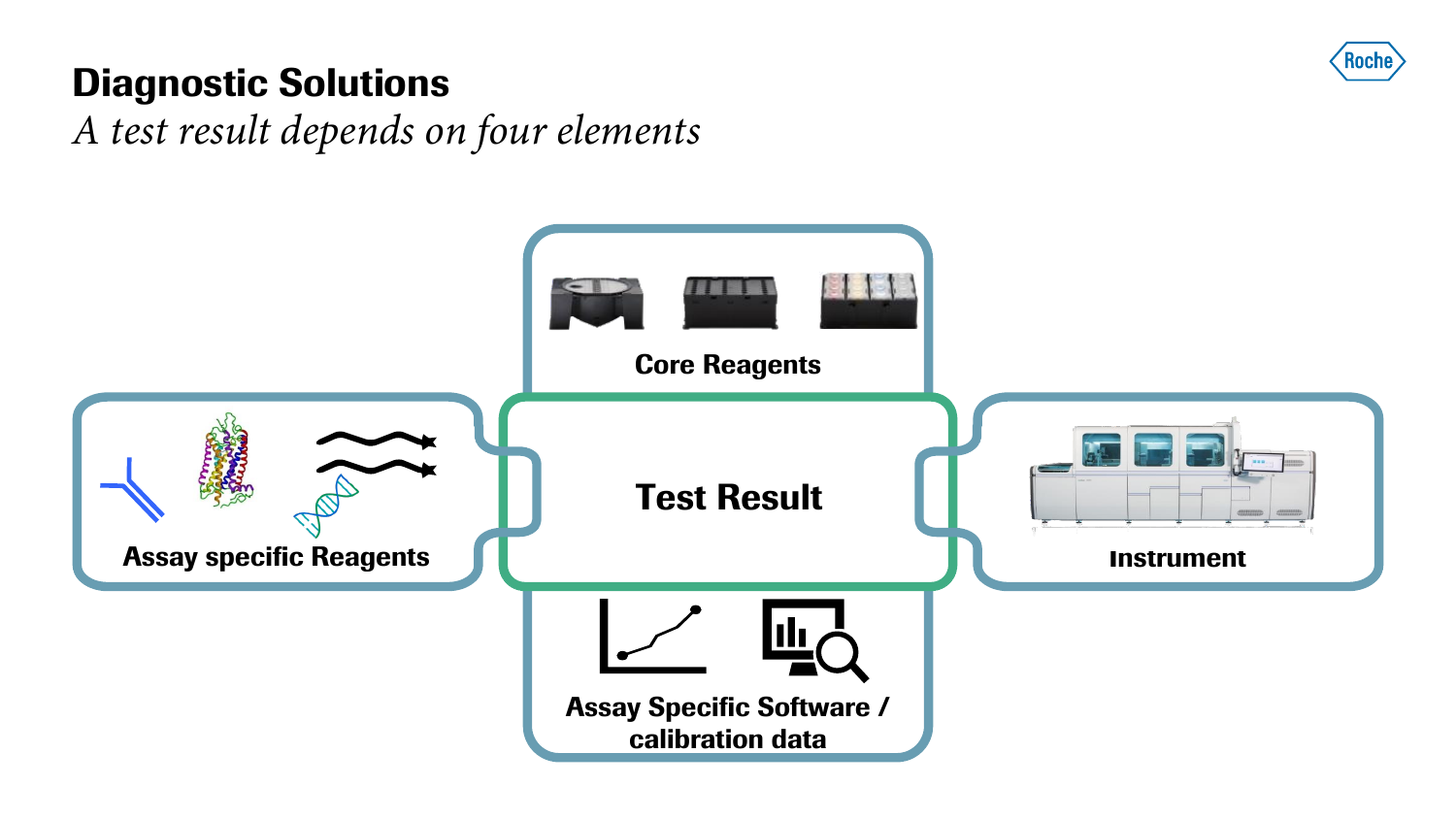# Diagnostic Solutions

*A test result depends on four elements*

Core Reagents

Assay specific Reagents

Test Result

Instrument

Assay Specific Software / calibration data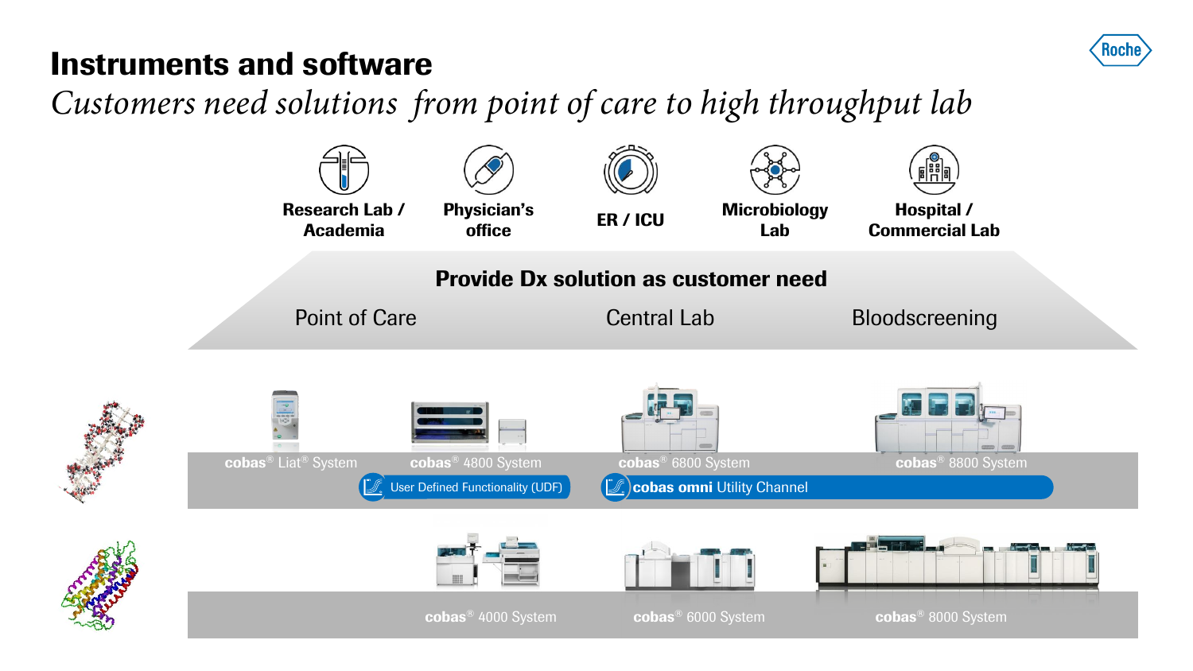# Instruments and software

*Customers need solutions from point of care to high throughput lab*

**Research Lab / Academia** | **Physician's office** | **ER / ICU** | **Microbiology Lab** | **Hospital / Commercial Lab**

**Provide Dx solution as customer need**

Point of Care | Central Lab | Bloodscreening

**cobas**® Liat® System | **cobas**® 4800 System | **cobas**® 6800 System | **cobas**® 8800 System

User Defined Functionality (UDF)

**cobas omni** Utility Channel

**cobas**® 4000 System | **cobas**® 6000 System | **cobas**® 8000 System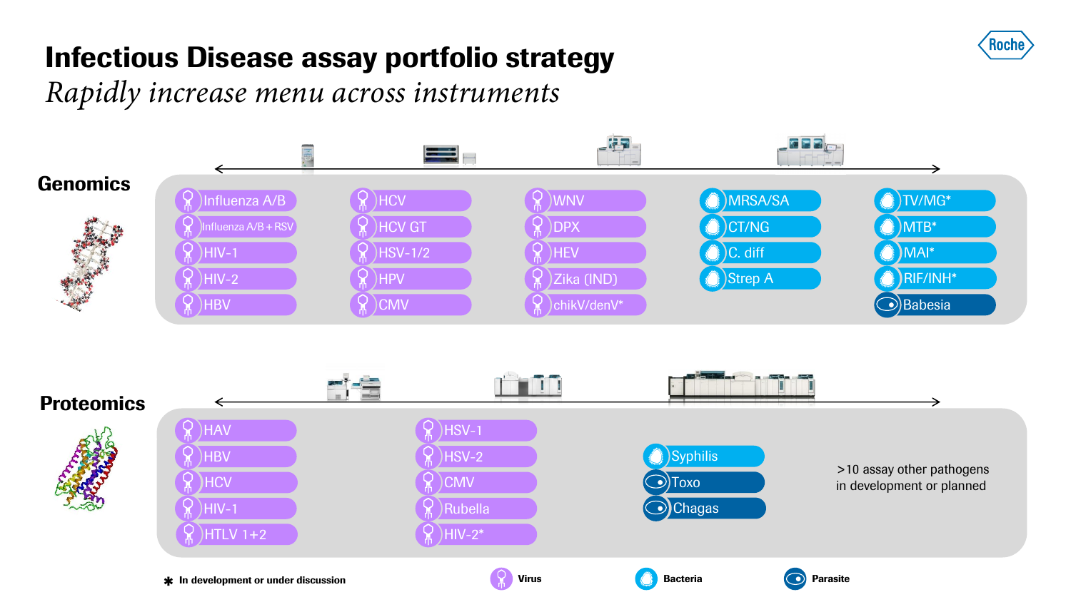# Infectious Disease assay portfolio strategy

*Rapidly increase menu across instruments*

## Genomics

- Influenza A/B
- Influenza A/B + RSV
- HIV-1
- HIV-2
- HBV
- HCV
- HCV GT
- HSV-1/2
- HPV
- CMV
- WNV
- DPX
- HEV
- Zika (IND)
- chikV/denV*
- MRSA/SA
- CT/NG
- C. diff
- Strep A
- TV/MG*
- MTB*
- MAI*
- RIF/INH*
- Babesia

## Proteomics

- HAV
- HBV
- HCV
- HIV-1
- HTLV 1+2
- HSV-1
- HSV-2
- CMV
- Rubella
- HIV-2*
- Syphilis
- Toxo
- Chagas

>10 assay other pathogens in development or planned

\* In development or under discussion

Virus | Bacteria | Parasite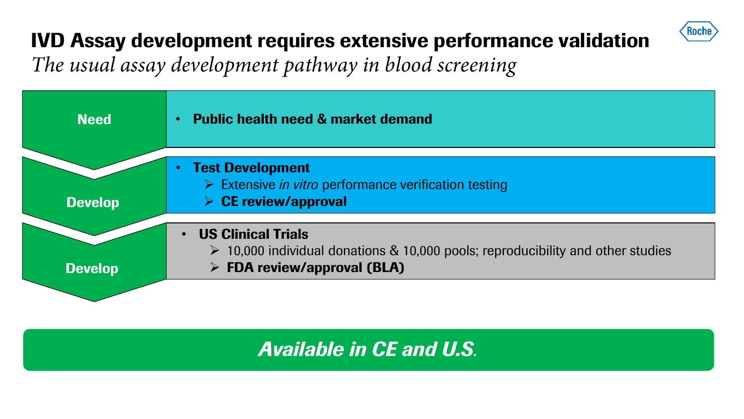# IVD Assay development requires extensive performance validation

*The usual assay development pathway in blood screening*

**Need**

- **Public health need & market demand**

**Develop**

- **Test Development**
  - Extensive *in vitro* performance verification testing
  - **CE review/approval**

**Develop**

- **US Clinical Trials**
  - 10,000 individual donations & 10,000 pools; reproducibility and other studies
  - **FDA review/approval (BLA)**

***Available in CE and U.S.***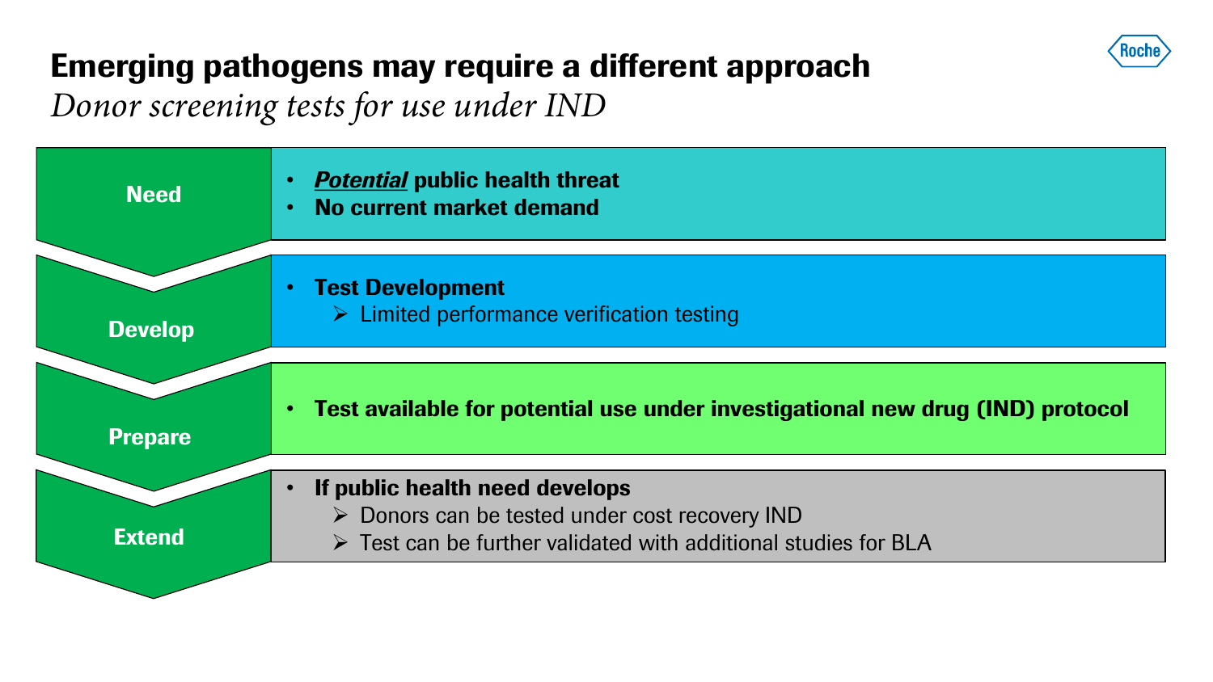# Emerging pathogens may require a different approach

*Donor screening tests for use under IND*

| | |
|---|---|
| **Need** | • ***Potential*** **public health threat**<br>• **No current market demand** |
| **Develop** | • **Test Development**<br>  ➢ Limited performance verification testing |
| **Prepare** | • **Test available for potential use under investigational new drug (IND) protocol** |
| **Extend** | • **If public health need develops**<br>  ➢ Donors can be tested under cost recovery IND<br>  ➢ Test can be further validated with additional studies for BLA |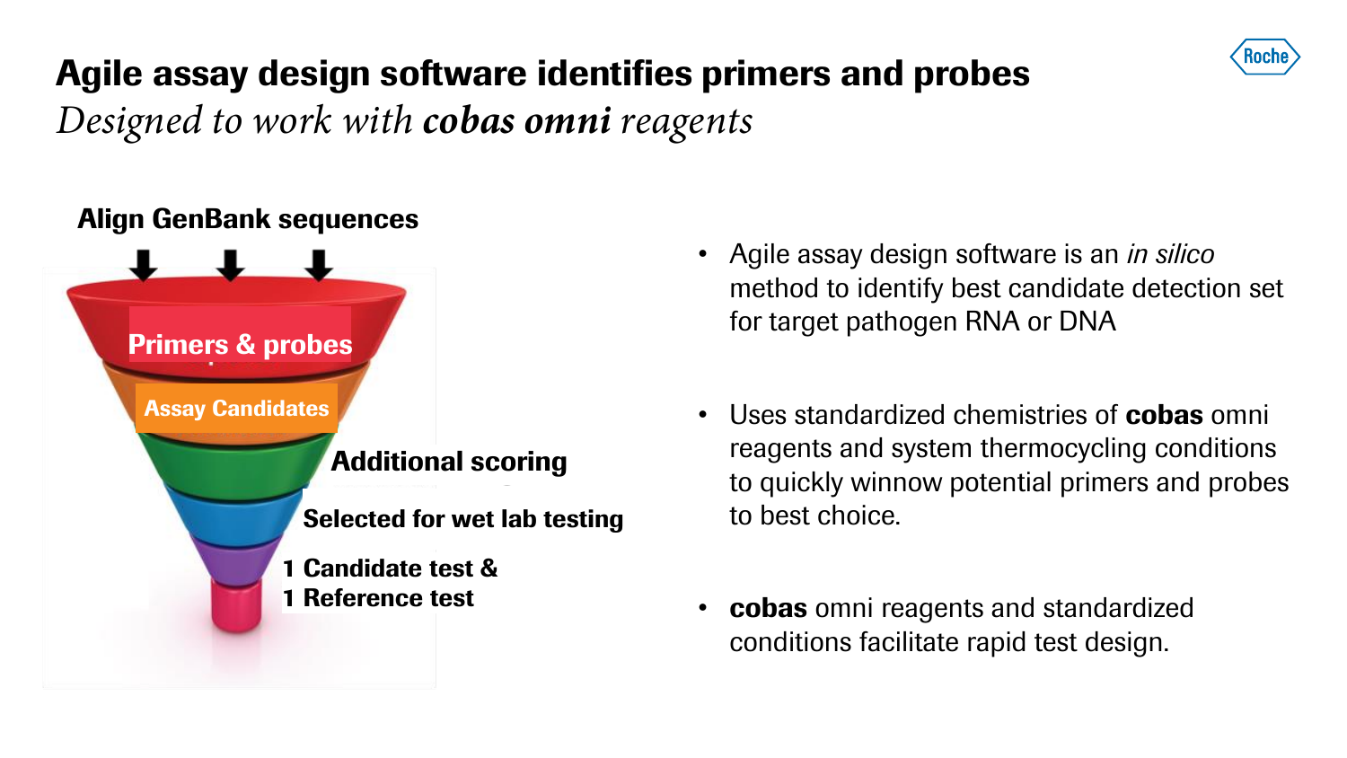# Agile assay design software identifies primers and probes

*Designed to work with **cobas omni** reagents*

**Align GenBank sequences**

**Primers & probes**

**Assay Candidates**

**Additional scoring**

**Selected for wet lab testing**

**1 Candidate test &**
**1 Reference test**

- Agile assay design software is an *in silico* method to identify best candidate detection set for target pathogen RNA or DNA

- Uses standardized chemistries of **cobas** omni reagents and system thermocycling conditions to quickly winnow potential primers and probes to best choice.

- **cobas** omni reagents and standardized conditions facilitate rapid test design.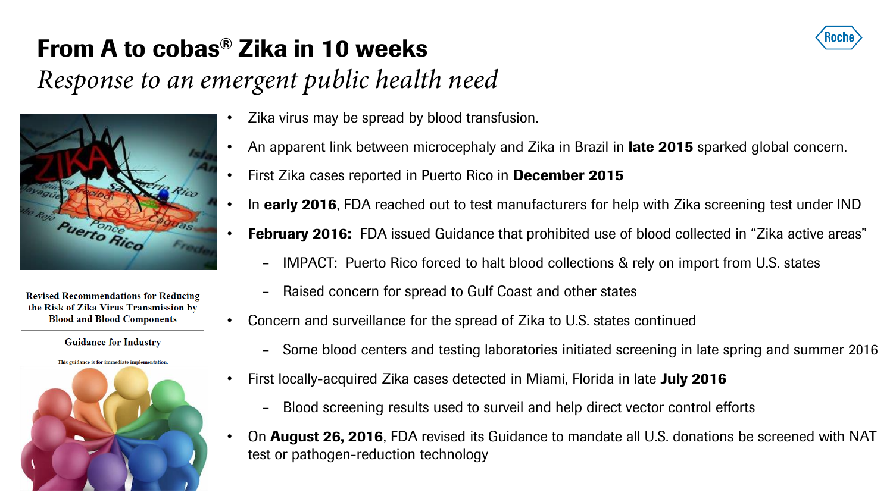# From A to cobas® Zika in 10 weeks

*Response to an emergent public health need*

Revised Recommendations for Reducing the Risk of Zika Virus Transmission by Blood and Blood Components

Guidance for Industry

This guidance is for immediate implementation.

- Zika virus may be spread by blood transfusion.
- An apparent link between microcephaly and Zika in Brazil in **late 2015** sparked global concern.
- First Zika cases reported in Puerto Rico in **December 2015**
- In **early 2016**, FDA reached out to test manufacturers for help with Zika screening test under IND
- **February 2016:** FDA issued Guidance that prohibited use of blood collected in "Zika active areas"
  - IMPACT: Puerto Rico forced to halt blood collections & rely on import from U.S. states
  - Raised concern for spread to Gulf Coast and other states
- Concern and surveillance for the spread of Zika to U.S. states continued
  - Some blood centers and testing laboratories initiated screening in late spring and summer 2016
- First locally-acquired Zika cases detected in Miami, Florida in late **July 2016**
  - Blood screening results used to surveil and help direct vector control efforts
- On **August 26, 2016**, FDA revised its Guidance to mandate all U.S. donations be screened with NAT test or pathogen-reduction technology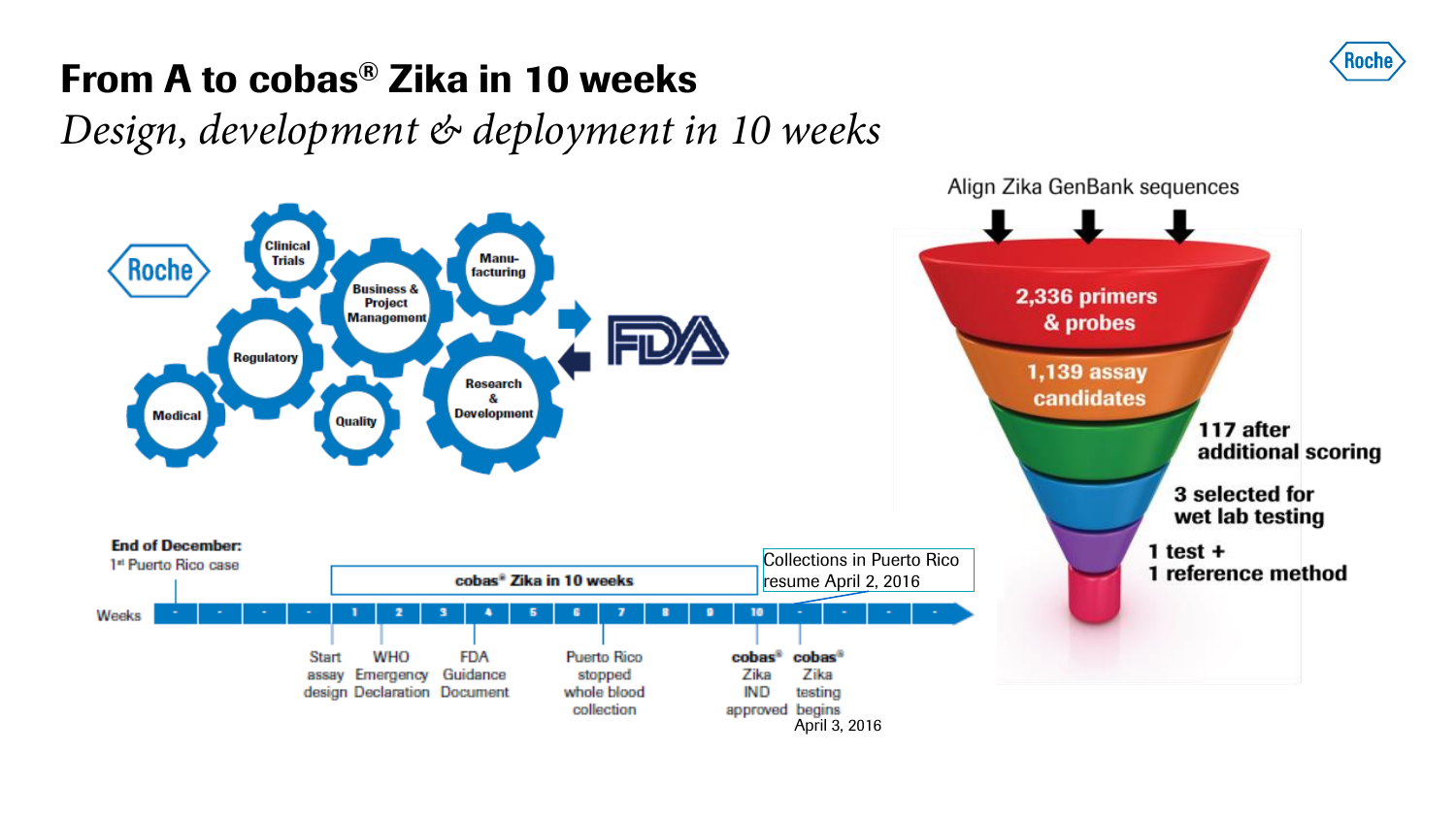# From A to cobas® Zika in 10 weeks

*Design, development & deployment in 10 weeks*

Roche

Clinical Trials

Business & Project Management

Manu-facturing

Regulatory

Medical

Quality

Research & Development

FDA

Align Zika GenBank sequences

- 2,336 primers & probes
- 1,139 assay candidates
- 117 after additional scoring
- 3 selected for wet lab testing
- 1 test + 1 reference method

**End of December:**
1st Puerto Rico case

cobas® Zika in 10 weeks

Collections in Puerto Rico resume April 2, 2016

Weeks: - - - - 1 2 3 4 5 6 7 8 9 10 - - - -

- Start assay design
- WHO Emergency Declaration
- FDA Guidance Document
- Puerto Rico stopped whole blood collection
- cobas® Zika IND approved
- cobas® Zika testing begins April 3, 2016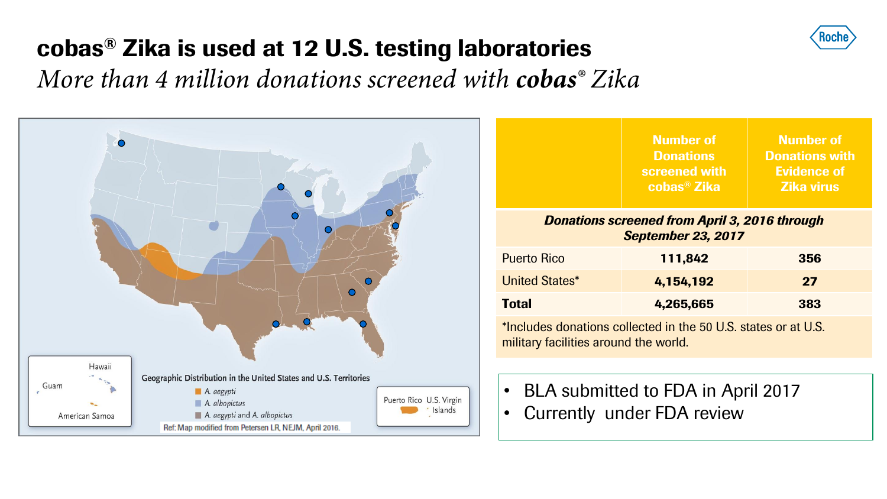# cobas® Zika is used at 12 U.S. testing laboratories

*More than 4 million donations screened with **cobas**® Zika*

Geographic Distribution in the United States and U.S. Territories

- A. aegypti
- A. albopictus
- A. aegypti and A. albopictus

Hawaii, Guam, American Samoa, Puerto Rico, U.S. Virgin Islands

Ref: Map modified from Petersen LR, NEJM, April 2016.

| | Number of Donations screened with cobas® Zika | Number of Donations with Evidence of Zika virus |
|---|---|---|
| ***Donations screened from April 3, 2016 through September 23, 2017*** | | |
| Puerto Rico | **111,842** | **356** |
| United States* | **4,154,192** | **27** |
| **Total** | **4,265,665** | **383** |

*Includes donations collected in the 50 U.S. states or at U.S. military facilities around the world.

- BLA submitted to FDA in April 2017
- Currently under FDA review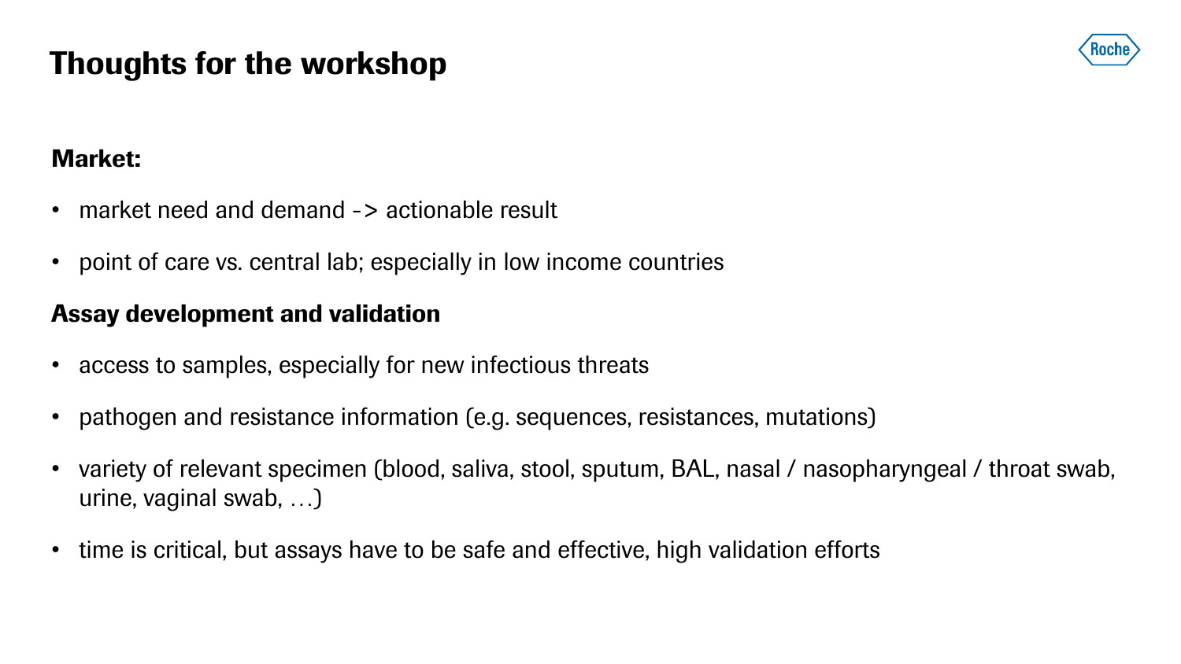# Thoughts for the workshop

**Market:**

- market need and demand -> actionable result
- point of care vs. central lab; especially in low income countries

**Assay development and validation**

- access to samples, especially for new infectious threats
- pathogen and resistance information (e.g. sequences, resistances, mutations)
- variety of relevant specimen (blood, saliva, stool, sputum, BAL, nasal / nasopharyngeal / throat swab, urine, vaginal swab, …)
- time is critical, but assays have to be safe and effective, high validation efforts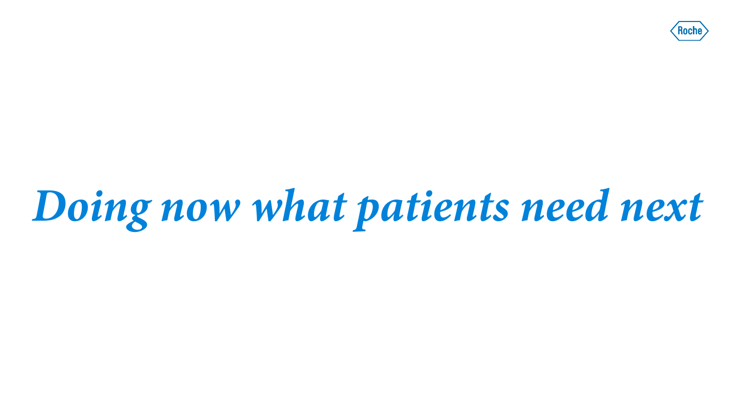*Doing now what patients need next*